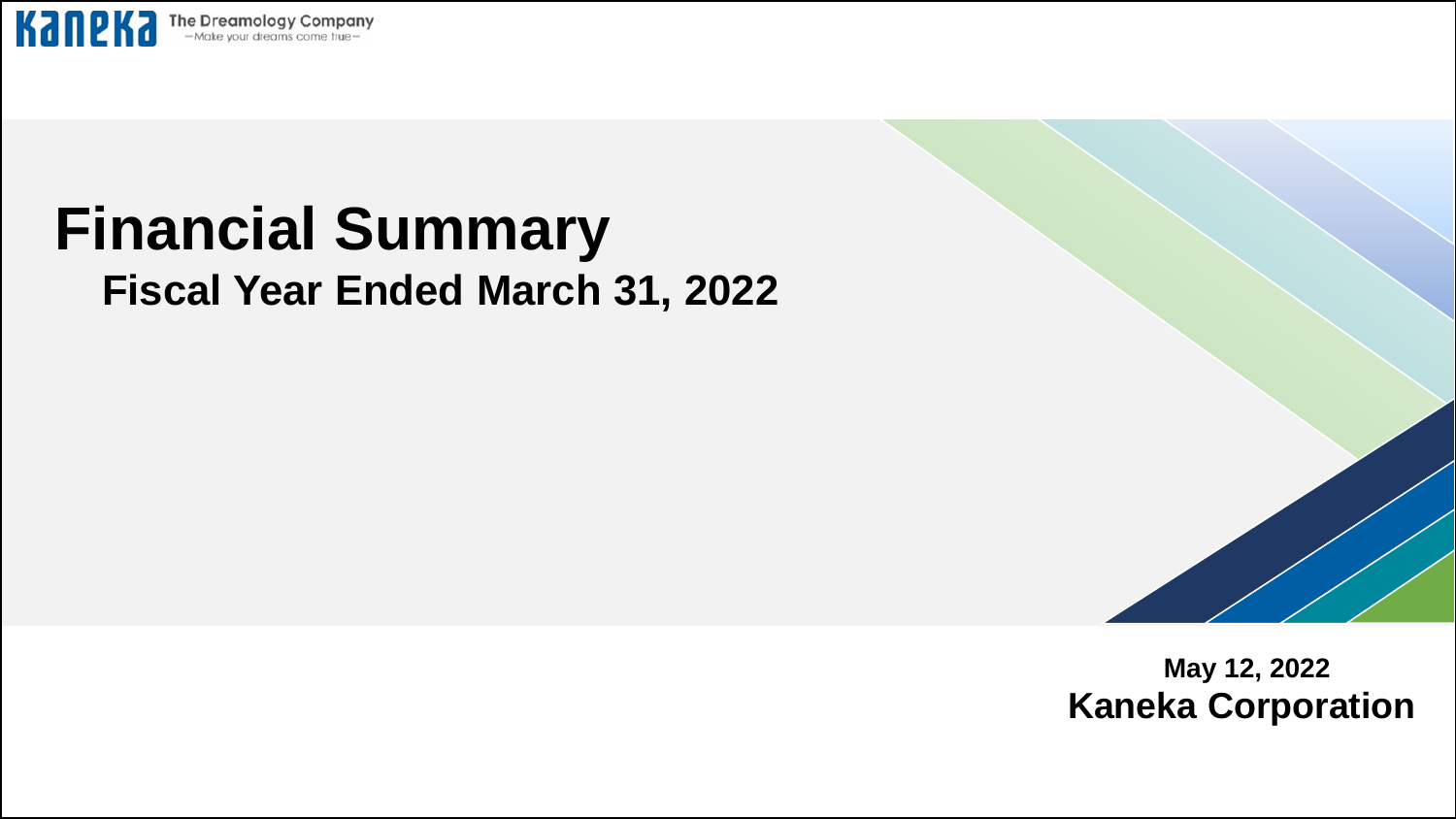Kaneka The Dreamology Company —Make your dreams come true—

# Financial Summary

## Fiscal Year Ended March 31, 2022

**May 12, 2022**

**Kaneka Corporation**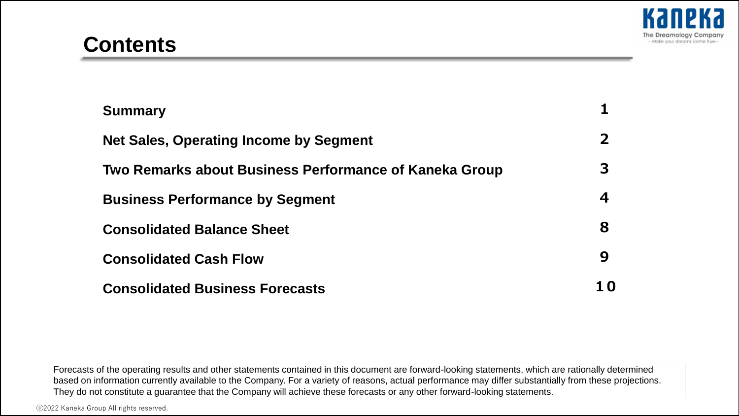# Contents

| | |
|---|---|
| **Summary** | **1** |
| **Net Sales, Operating Income by Segment** | **2** |
| **Two Remarks about Business Performance of Kaneka Group** | **3** |
| **Business Performance by Segment** | **4** |
| **Consolidated Balance Sheet** | **8** |
| **Consolidated Cash Flow** | **9** |
| **Consolidated Business Forecasts** | **10** |

Forecasts of the operating results and other statements contained in this document are forward-looking statements, which are rationally determined based on information currently available to the Company. For a variety of reasons, actual performance may differ substantially from these projections. They do not constitute a guarantee that the Company will achieve these forecasts or any other forward-looking statements.

ⓒ2022 Kaneka Group All rights reserved.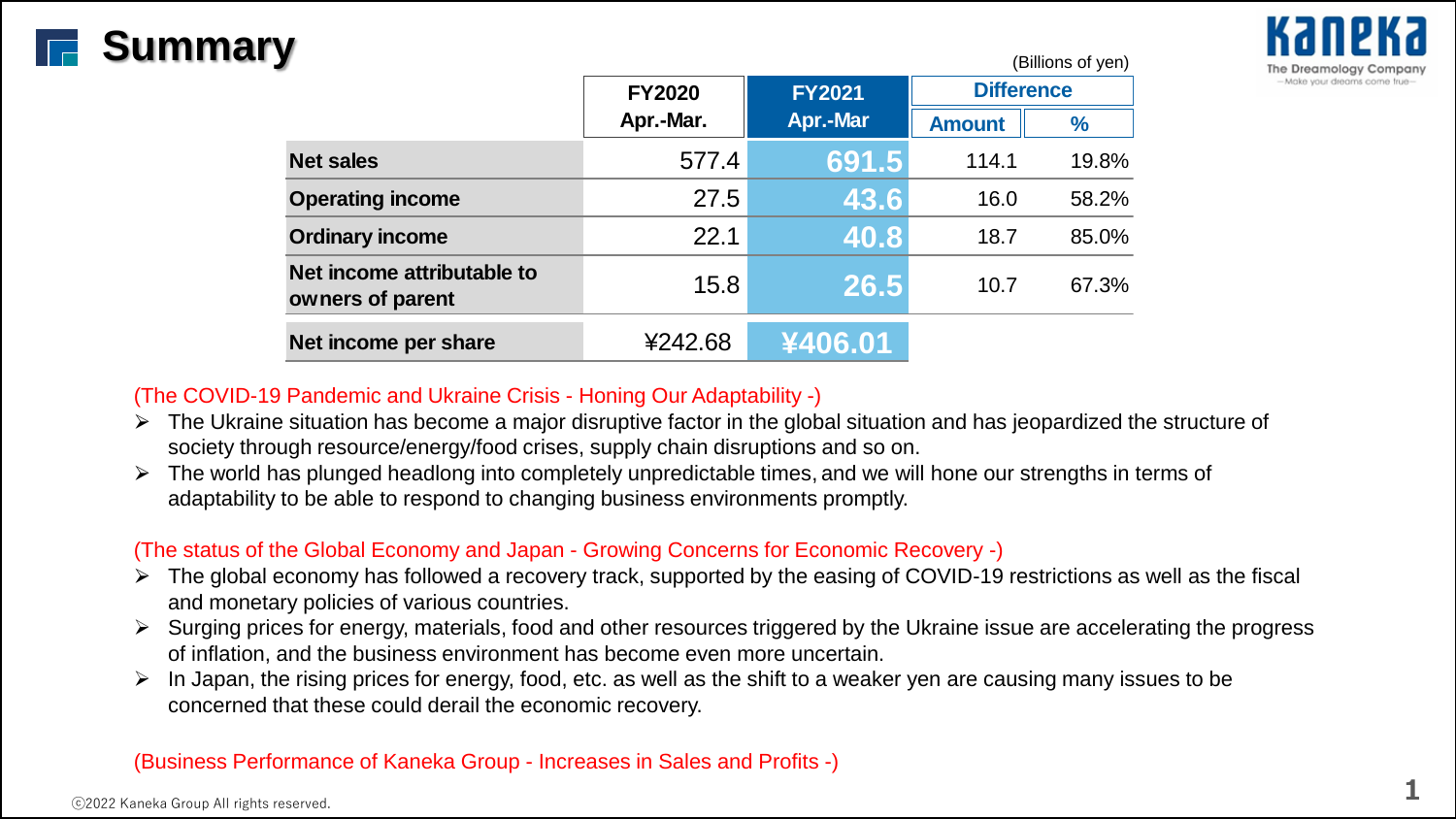# Summary

(Billions of yen)

| | FY2020 Apr.-Mar. | FY2021 Apr.-Mar | Difference | |
|---|---|---|---|---|
| | | | Amount | % |
| **Net sales** | 577.4 | **691.5** | 114.1 | 19.8% |
| **Operating income** | 27.5 | **43.6** | 16.0 | 58.2% |
| **Ordinary income** | 22.1 | **40.8** | 18.7 | 85.0% |
| **Net income attributable to owners of parent** | 15.8 | **26.5** | 10.7 | 67.3% |
| **Net income per share** | ¥242.68 | **¥406.01** | | |

(The COVID-19 Pandemic and Ukraine Crisis - Honing Our Adaptability -)

- The Ukraine situation has become a major disruptive factor in the global situation and has jeopardized the structure of society through resource/energy/food crises, supply chain disruptions and so on.
- The world has plunged headlong into completely unpredictable times, and we will hone our strengths in terms of adaptability to be able to respond to changing business environments promptly.

(The status of the Global Economy and Japan - Growing Concerns for Economic Recovery -)

- The global economy has followed a recovery track, supported by the easing of COVID-19 restrictions as well as the fiscal and monetary policies of various countries.
- Surging prices for energy, materials, food and other resources triggered by the Ukraine issue are accelerating the progress of inflation, and the business environment has become even more uncertain.
- In Japan, the rising prices for energy, food, etc. as well as the shift to a weaker yen are causing many issues to be concerned that these could derail the economic recovery.

(Business Performance of Kaneka Group - Increases in Sales and Profits -)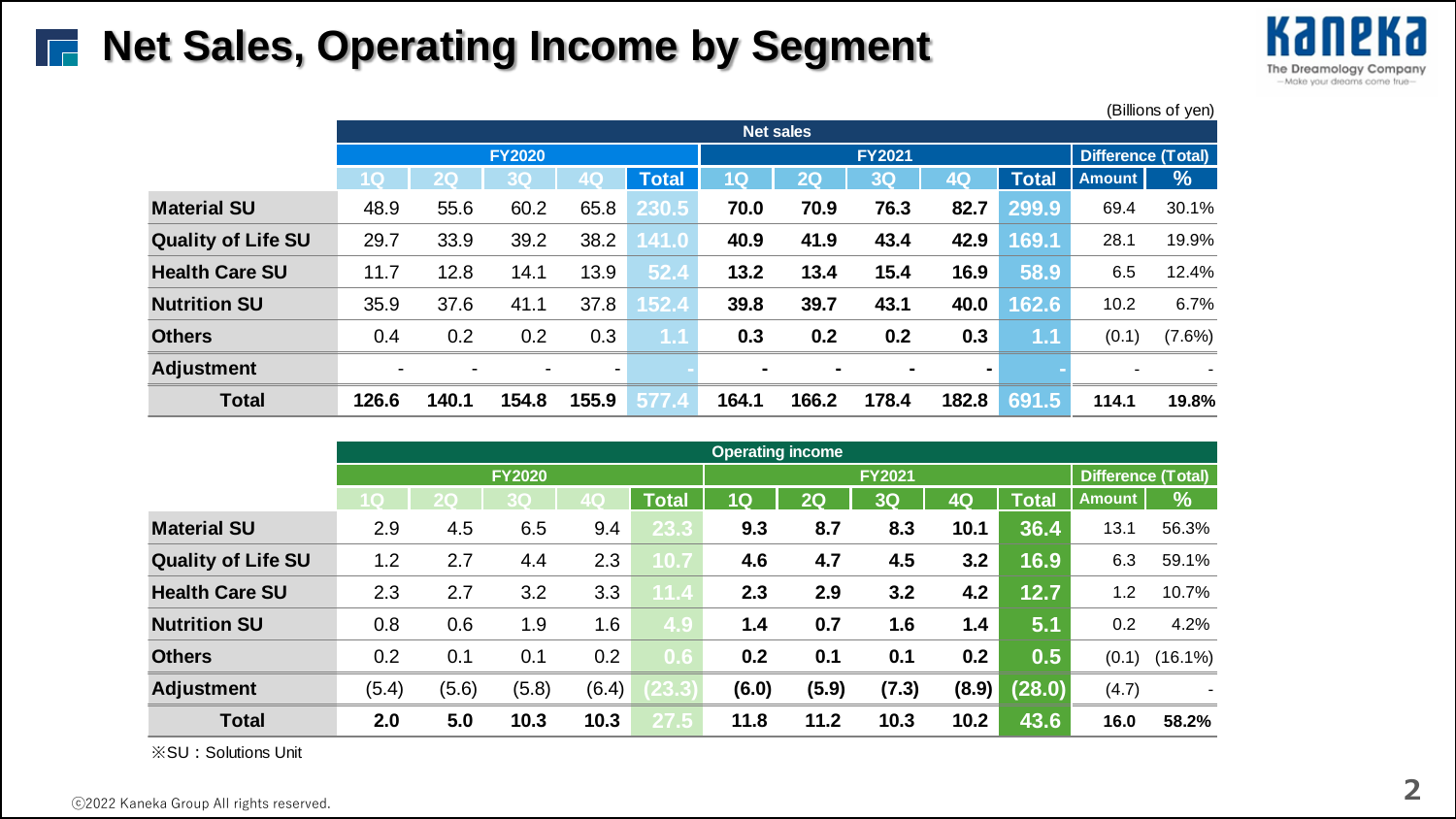# Net Sales, Operating Income by Segment

(Billions of yen)

| | Net sales | | | | | | | | | | | |
|---|---|---|---|---|---|---|---|---|---|---|---|---|
| | FY2020 | | | | | FY2021 | | | | | Difference (Total) | |
| | 1Q | 2Q | 3Q | 4Q | Total | 1Q | 2Q | 3Q | 4Q | Total | Amount | % |
| **Material SU** | 48.9 | 55.6 | 60.2 | 65.8 | 230.5 | **70.0** | **70.9** | **76.3** | **82.7** | **299.9** | 69.4 | 30.1% |
| **Quality of Life SU** | 29.7 | 33.9 | 39.2 | 38.2 | 141.0 | **40.9** | **41.9** | **43.4** | **42.9** | **169.1** | 28.1 | 19.9% |
| **Health Care SU** | 11.7 | 12.8 | 14.1 | 13.9 | 52.4 | **13.2** | **13.4** | **15.4** | **16.9** | **58.9** | 6.5 | 12.4% |
| **Nutrition SU** | 35.9 | 37.6 | 41.1 | 37.8 | 152.4 | **39.8** | **39.7** | **43.1** | **40.0** | **162.6** | 10.2 | 6.7% |
| **Others** | 0.4 | 0.2 | 0.2 | 0.3 | 1.1 | **0.3** | **0.2** | **0.2** | **0.3** | **1.1** | (0.1) | (7.6%) |
| **Adjustment** | - | - | - | - | - | **-** | **-** | **-** | **-** | **-** | - | - |
| **Total** | **126.6** | **140.1** | **154.8** | **155.9** | **577.4** | **164.1** | **166.2** | **178.4** | **182.8** | **691.5** | **114.1** | **19.8%** |

| | Operating income | | | | | | | | | | | |
|---|---|---|---|---|---|---|---|---|---|---|---|---|
| | FY2020 | | | | | FY2021 | | | | | Difference (Total) | |
| | 1Q | 2Q | 3Q | 4Q | Total | 1Q | 2Q | 3Q | 4Q | Total | Amount | % |
| **Material SU** | 2.9 | 4.5 | 6.5 | 9.4 | 23.3 | **9.3** | **8.7** | **8.3** | **10.1** | **36.4** | 13.1 | 56.3% |
| **Quality of Life SU** | 1.2 | 2.7 | 4.4 | 2.3 | 10.7 | **4.6** | **4.7** | **4.5** | **3.2** | **16.9** | 6.3 | 59.1% |
| **Health Care SU** | 2.3 | 2.7 | 3.2 | 3.3 | 11.4 | **2.3** | **2.9** | **3.2** | **4.2** | **12.7** | 1.2 | 10.7% |
| **Nutrition SU** | 0.8 | 0.6 | 1.9 | 1.6 | 4.9 | **1.4** | **0.7** | **1.6** | **1.4** | **5.1** | 0.2 | 4.2% |
| **Others** | 0.2 | 0.1 | 0.1 | 0.2 | 0.6 | **0.2** | **0.1** | **0.1** | **0.2** | **0.5** | (0.1) | (16.1%) |
| **Adjustment** | (5.4) | (5.6) | (5.8) | (6.4) | (23.3) | **(6.0)** | **(5.9)** | **(7.3)** | **(8.9)** | **(28.0)** | (4.7) | - |
| **Total** | **2.0** | **5.0** | **10.3** | **10.3** | **27.5** | **11.8** | **11.2** | **10.3** | **10.2** | **43.6** | **16.0** | **58.2%** |

※SU：Solutions Unit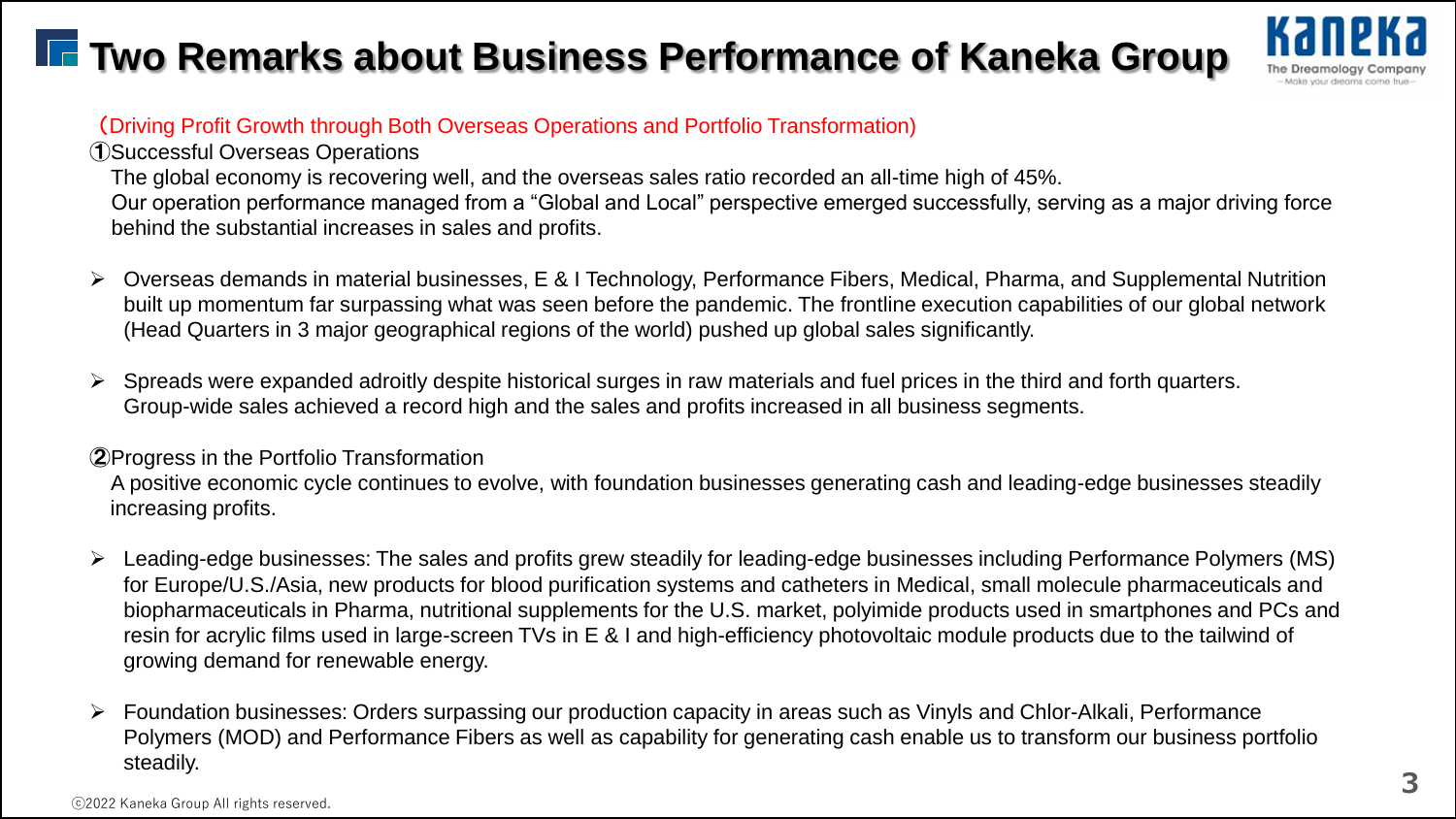# Two Remarks about Business Performance of Kaneka Group

（Driving Profit Growth through Both Overseas Operations and Portfolio Transformation)

①Successful Overseas Operations

The global economy is recovering well, and the overseas sales ratio recorded an all-time high of 45%.
Our operation performance managed from a "Global and Local" perspective emerged successfully, serving as a major driving force behind the substantial increases in sales and profits.

- Overseas demands in material businesses, E & I Technology, Performance Fibers, Medical, Pharma, and Supplemental Nutrition built up momentum far surpassing what was seen before the pandemic. The frontline execution capabilities of our global network (Head Quarters in 3 major geographical regions of the world) pushed up global sales significantly.
- Spreads were expanded adroitly despite historical surges in raw materials and fuel prices in the third and forth quarters. Group-wide sales achieved a record high and the sales and profits increased in all business segments.

②Progress in the Portfolio Transformation

A positive economic cycle continues to evolve, with foundation businesses generating cash and leading-edge businesses steadily increasing profits.

- Leading-edge businesses: The sales and profits grew steadily for leading-edge businesses including Performance Polymers (MS) for Europe/U.S./Asia, new products for blood purification systems and catheters in Medical, small molecule pharmaceuticals and biopharmaceuticals in Pharma, nutritional supplements for the U.S. market, polyimide products used in smartphones and PCs and resin for acrylic films used in large-screen TVs in E & I and high-efficiency photovoltaic module products due to the tailwind of growing demand for renewable energy.
- Foundation businesses: Orders surpassing our production capacity in areas such as Vinyls and Chlor-Alkali, Performance Polymers (MOD) and Performance Fibers as well as capability for generating cash enable us to transform our business portfolio steadily.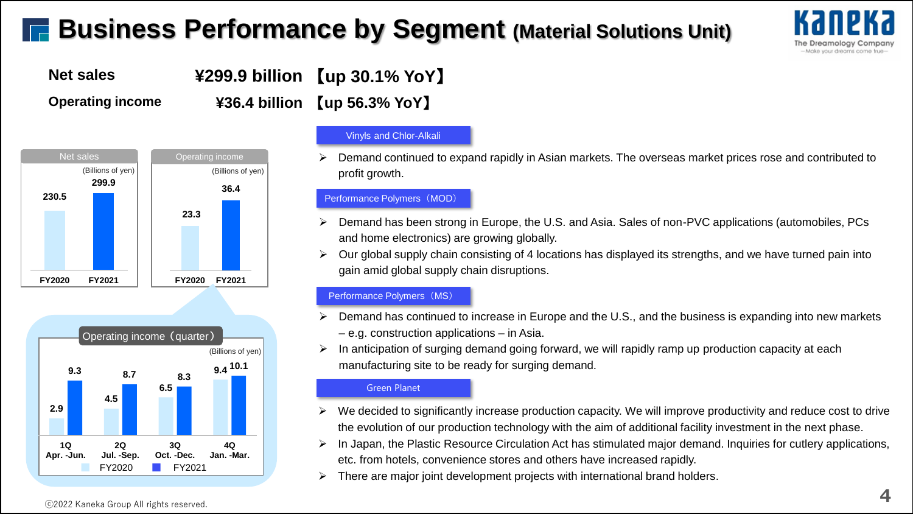# Business Performance by Segment (Material Solutions Unit)

**Net sales** ¥299.9 billion 【up 30.1% YoY】

**Operating income** ¥36.4 billion 【up 56.3% YoY】

**Net sales** (Billions of yen)

| | FY2020 | FY2021 |
|---|---|---|
| Net sales | 230.5 | 299.9 |

**Operating income** (Billions of yen)

| | FY2020 | FY2021 |
|---|---|---|
| Operating income | 23.3 | 36.4 |

**Operating income (quarter)** (Billions of yen)

| | 1Q Apr. -Jun. | 2Q Jul. -Sep. | 3Q Oct. -Dec. | 4Q Jan. -Mar. |
|---|---|---|---|---|
| FY2020 | 2.9 | 4.5 | 6.5 | 9.4 |
| FY2021 | 9.3 | 8.7 | 8.3 | 10.1 |

### Vinyls and Chlor-Alkali

- Demand continued to expand rapidly in Asian markets. The overseas market prices rose and contributed to profit growth.

### Performance Polymers（MOD）

- Demand has been strong in Europe, the U.S. and Asia. Sales of non-PVC applications (automobiles, PCs and home electronics) are growing globally.
- Our global supply chain consisting of 4 locations has displayed its strengths, and we have turned pain into gain amid global supply chain disruptions.

### Performance Polymers（MS）

- Demand has continued to increase in Europe and the U.S., and the business is expanding into new markets – e.g. construction applications – in Asia.
- In anticipation of surging demand going forward, we will rapidly ramp up production capacity at each manufacturing site to be ready for surging demand.

### Green Planet

- We decided to significantly increase production capacity. We will improve productivity and reduce cost to drive the evolution of our production technology with the aim of additional facility investment in the next phase.
- In Japan, the Plastic Resource Circulation Act has stimulated major demand. Inquiries for cutlery applications, etc. from hotels, convenience stores and others have increased rapidly.
- There are major joint development projects with international brand holders.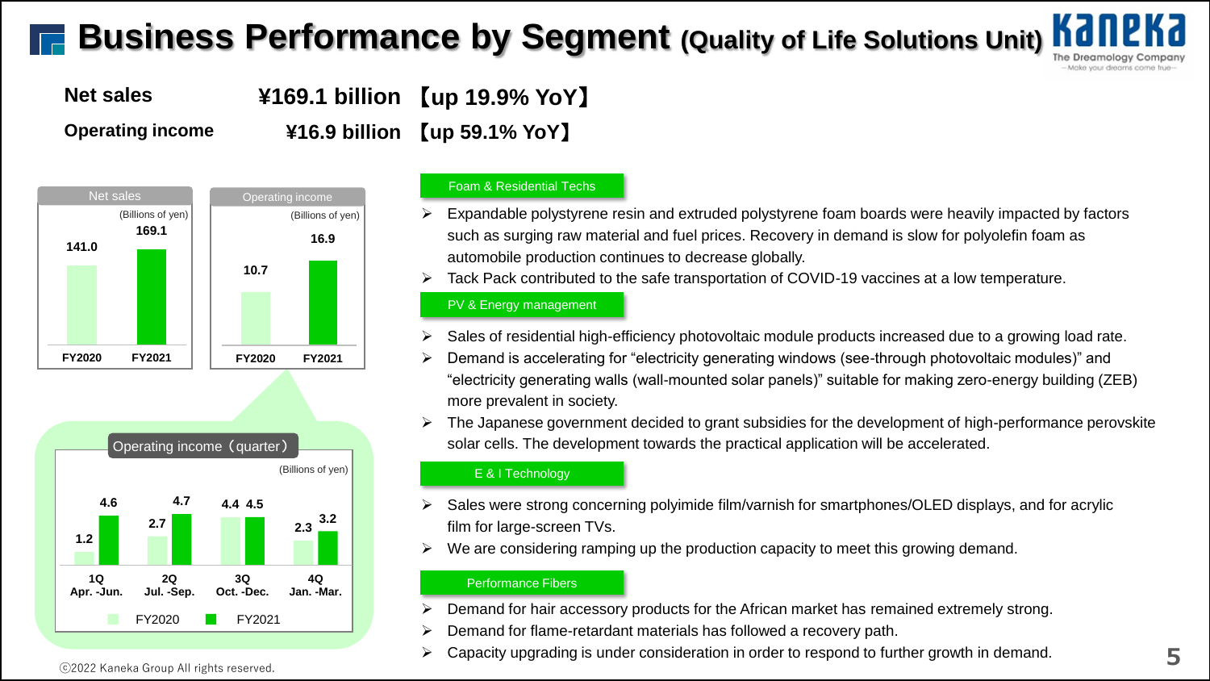# Business Performance by Segment (Quality of Life Solutions Unit)

**Net sales** ¥169.1 billion 【up 19.9% YoY】

**Operating income** ¥16.9 billion 【up 59.1% YoY】

Net sales (Billions of yen)

| | FY2020 | FY2021 |
|---|---|---|
| Net sales | 141.0 | 169.1 |

Operating income (Billions of yen)

| | FY2020 | FY2021 |
|---|---|---|
| Operating income | 10.7 | 16.9 |

Operating income（quarter） (Billions of yen)

| | 1Q Apr. -Jun. | 2Q Jul. -Sep. | 3Q Oct. -Dec. | 4Q Jan. -Mar. |
|---|---|---|---|---|
| FY2020 | 1.2 | 2.7 | 4.4 | 2.3 |
| FY2021 | 4.6 | 4.7 | 4.5 | 3.2 |

**Foam & Residential Techs**

- Expandable polystyrene resin and extruded polystyrene foam boards were heavily impacted by factors such as surging raw material and fuel prices. Recovery in demand is slow for polyolefin foam as automobile production continues to decrease globally.
- Tack Pack contributed to the safe transportation of COVID-19 vaccines at a low temperature.

**PV & Energy management**

- Sales of residential high-efficiency photovoltaic module products increased due to a growing load rate.
- Demand is accelerating for “electricity generating windows (see-through photovoltaic modules)” and “electricity generating walls (wall-mounted solar panels)” suitable for making zero-energy building (ZEB) more prevalent in society.
- The Japanese government decided to grant subsidies for the development of high-performance perovskite solar cells. The development towards the practical application will be accelerated.

**E & I Technology**

- Sales were strong concerning polyimide film/varnish for smartphones/OLED displays, and for acrylic film for large-screen TVs.
- We are considering ramping up the production capacity to meet this growing demand.

**Performance Fibers**

- Demand for hair accessory products for the African market has remained extremely strong.
- Demand for flame-retardant materials has followed a recovery path.
- Capacity upgrading is under consideration in order to respond to further growth in demand.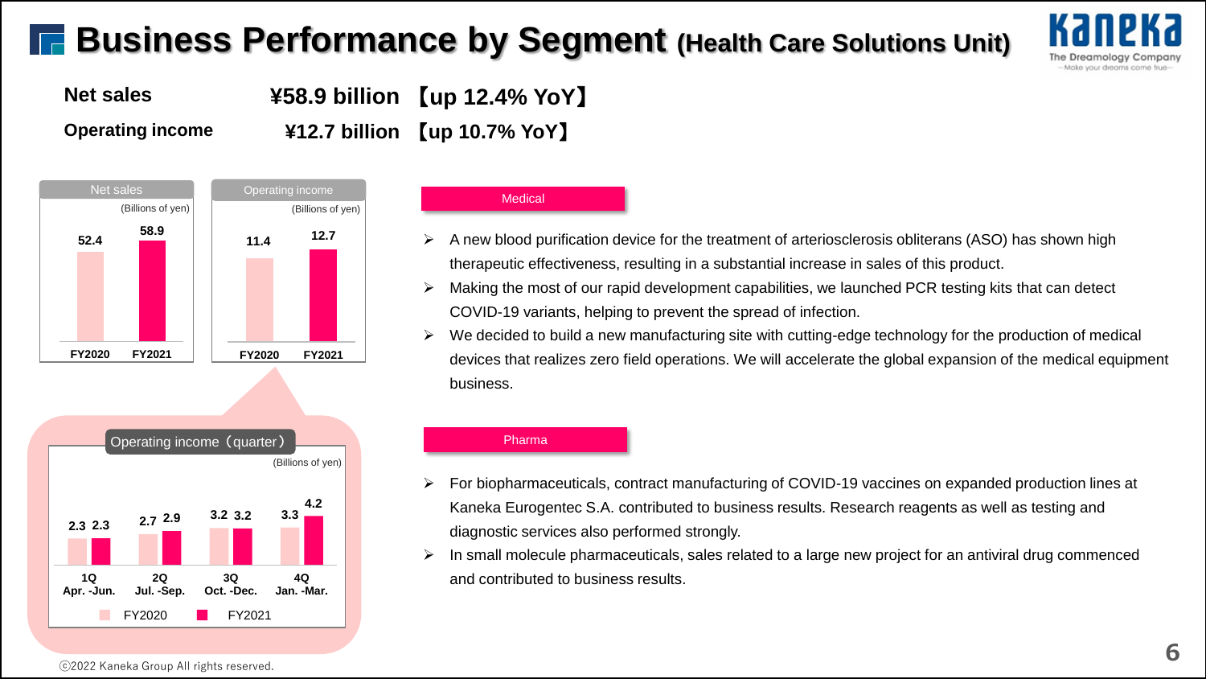# Business Performance by Segment (Health Care Solutions Unit)

**Net sales** ¥58.9 billion 【up 12.4% YoY】

**Operating income** ¥12.7 billion 【up 10.7% YoY】

**Net sales** (Billions of yen)

| | FY2020 | FY2021 |
|---|---|---|
| Net sales | 52.4 | 58.9 |

**Operating income** (Billions of yen)

| | FY2020 | FY2021 |
|---|---|---|
| Operating income | 11.4 | 12.7 |

**Operating income（quarter）** (Billions of yen)

| | 1Q Apr. -Jun. | 2Q Jul. -Sep. | 3Q Oct. -Dec. | 4Q Jan. -Mar. |
|---|---|---|---|---|
| FY2020 | 2.3 | 2.7 | 3.2 | 3.3 |
| FY2021 | 2.3 | 2.9 | 3.2 | 4.2 |

## Medical

- A new blood purification device for the treatment of arteriosclerosis obliterans (ASO) has shown high therapeutic effectiveness, resulting in a substantial increase in sales of this product.
- Making the most of our rapid development capabilities, we launched PCR testing kits that can detect COVID-19 variants, helping to prevent the spread of infection.
- We decided to build a new manufacturing site with cutting-edge technology for the production of medical devices that realizes zero field operations. We will accelerate the global expansion of the medical equipment business.

## Pharma

- For biopharmaceuticals, contract manufacturing of COVID-19 vaccines on expanded production lines at Kaneka Eurogentec S.A. contributed to business results. Research reagents as well as testing and diagnostic services also performed strongly.
- In small molecule pharmaceuticals, sales related to a large new project for an antiviral drug commenced and contributed to business results.

ⓒ2022 Kaneka Group All rights reserved.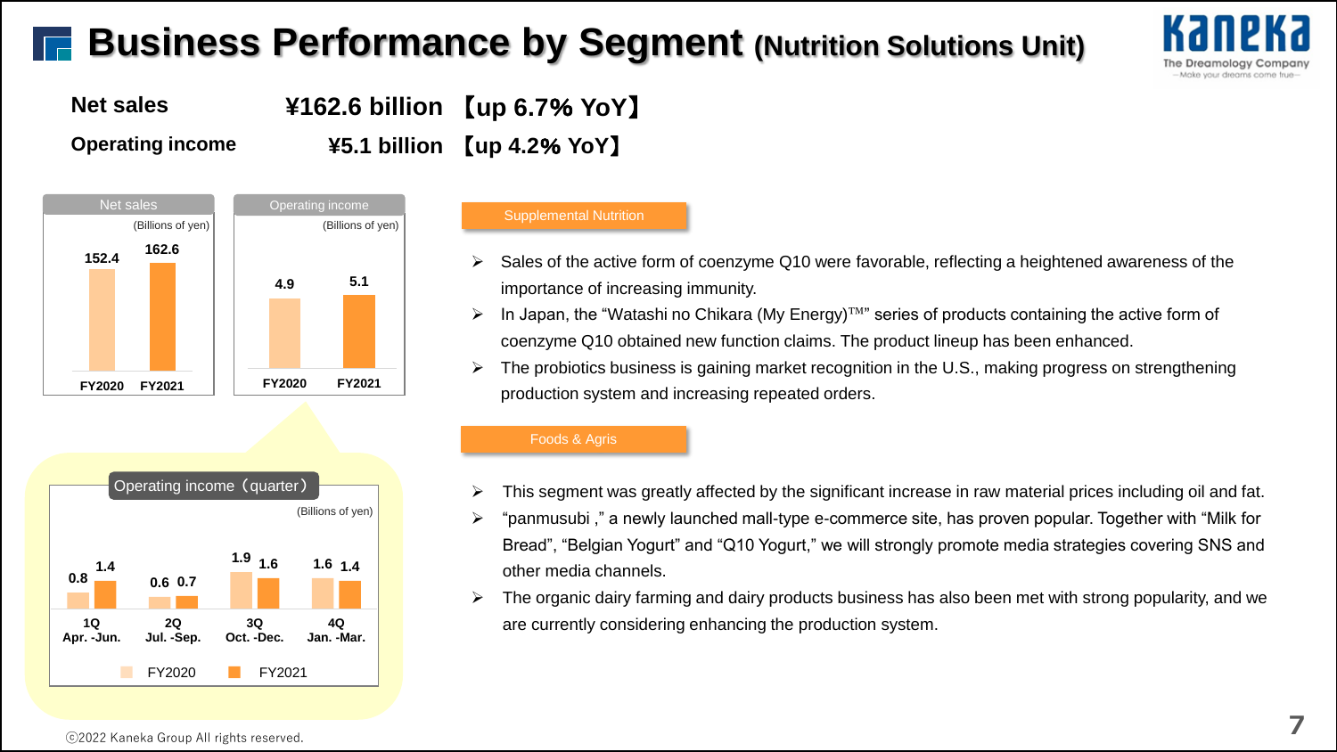# Business Performance by Segment (Nutrition Solutions Unit)

**Net sales** ¥162.6 billion 【up 6.7% YoY】

**Operating income** ¥5.1 billion 【up 4.2% YoY】

**Net sales** (Billions of yen)

| | FY2020 | FY2021 |
|---|---|---|
| Net sales | 152.4 | 162.6 |

**Operating income** (Billions of yen)

| | FY2020 | FY2021 |
|---|---|---|
| Operating income | 4.9 | 5.1 |

**Operating income（quarter）** (Billions of yen)

| | 1Q Apr. -Jun. | 2Q Jul. -Sep. | 3Q Oct. -Dec. | 4Q Jan. -Mar. |
|---|---|---|---|---|
| FY2020 | 0.8 | 0.6 | 1.9 | 1.6 |
| FY2021 | 1.4 | 0.7 | 1.6 | 1.4 |

## Supplemental Nutrition

- Sales of the active form of coenzyme Q10 were favorable, reflecting a heightened awareness of the importance of increasing immunity.
- In Japan, the "Watashi no Chikara (My Energy)™" series of products containing the active form of coenzyme Q10 obtained new function claims. The product lineup has been enhanced.
- The probiotics business is gaining market recognition in the U.S., making progress on strengthening production system and increasing repeated orders.

## Foods & Agris

- This segment was greatly affected by the significant increase in raw material prices including oil and fat.
- "panmusubi ," a newly launched mall-type e-commerce site, has proven popular. Together with "Milk for Bread", "Belgian Yogurt" and "Q10 Yogurt," we will strongly promote media strategies covering SNS and other media channels.
- The organic dairy farming and dairy products business has also been met with strong popularity, and we are currently considering enhancing the production system.

ⓒ2022 Kaneka Group All rights reserved.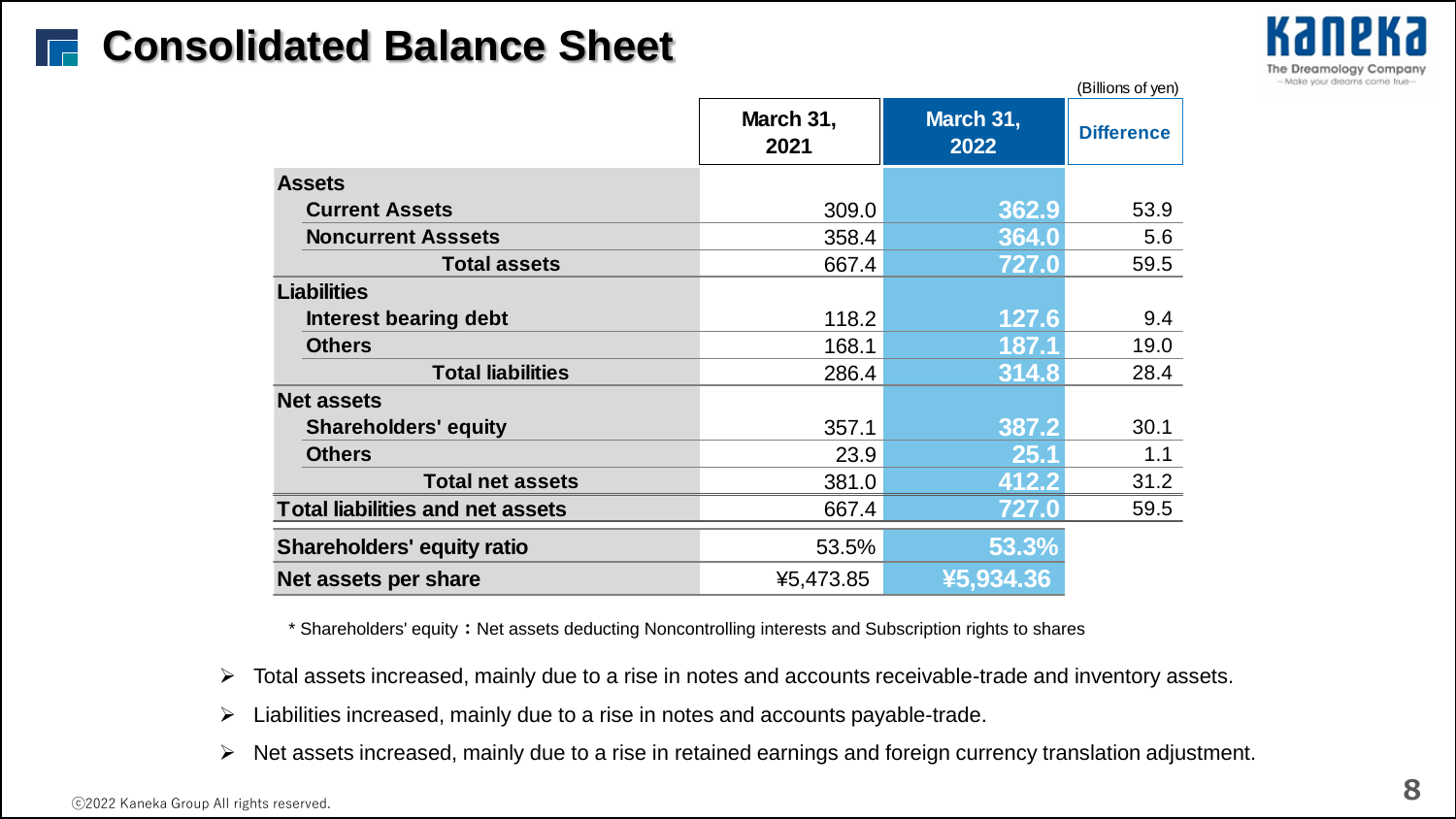# Consolidated Balance Sheet

(Billions of yen)

| | March 31, 2021 | March 31, 2022 | Difference |
|---|---|---|---|
| **Assets** | | | |
| **Current Assets** | 309.0 | 362.9 | 53.9 |
| **Noncurrent Asssets** | 358.4 | 364.0 | 5.6 |
| **Total assets** | 667.4 | 727.0 | 59.5 |
| **Liabilities** | | | |
| **Interest bearing debt** | 118.2 | 127.6 | 9.4 |
| **Others** | 168.1 | 187.1 | 19.0 |
| **Total liabilities** | 286.4 | 314.8 | 28.4 |
| **Net assets** | | | |
| **Shareholders' equity** | 357.1 | 387.2 | 30.1 |
| **Others** | 23.9 | 25.1 | 1.1 |
| **Total net assets** | 381.0 | 412.2 | 31.2 |
| **Total liabilities and net assets** | 667.4 | 727.0 | 59.5 |
| **Shareholders' equity ratio** | 53.5% | 53.3% | |
| **Net assets per share** | ¥5,473.85 | ¥5,934.36 | |

* Shareholders' equity：Net assets deducting Noncontrolling interests and Subscription rights to shares

- Total assets increased, mainly due to a rise in notes and accounts receivable-trade and inventory assets.
- Liabilities increased, mainly due to a rise in notes and accounts payable-trade.
- Net assets increased, mainly due to a rise in retained earnings and foreign currency translation adjustment.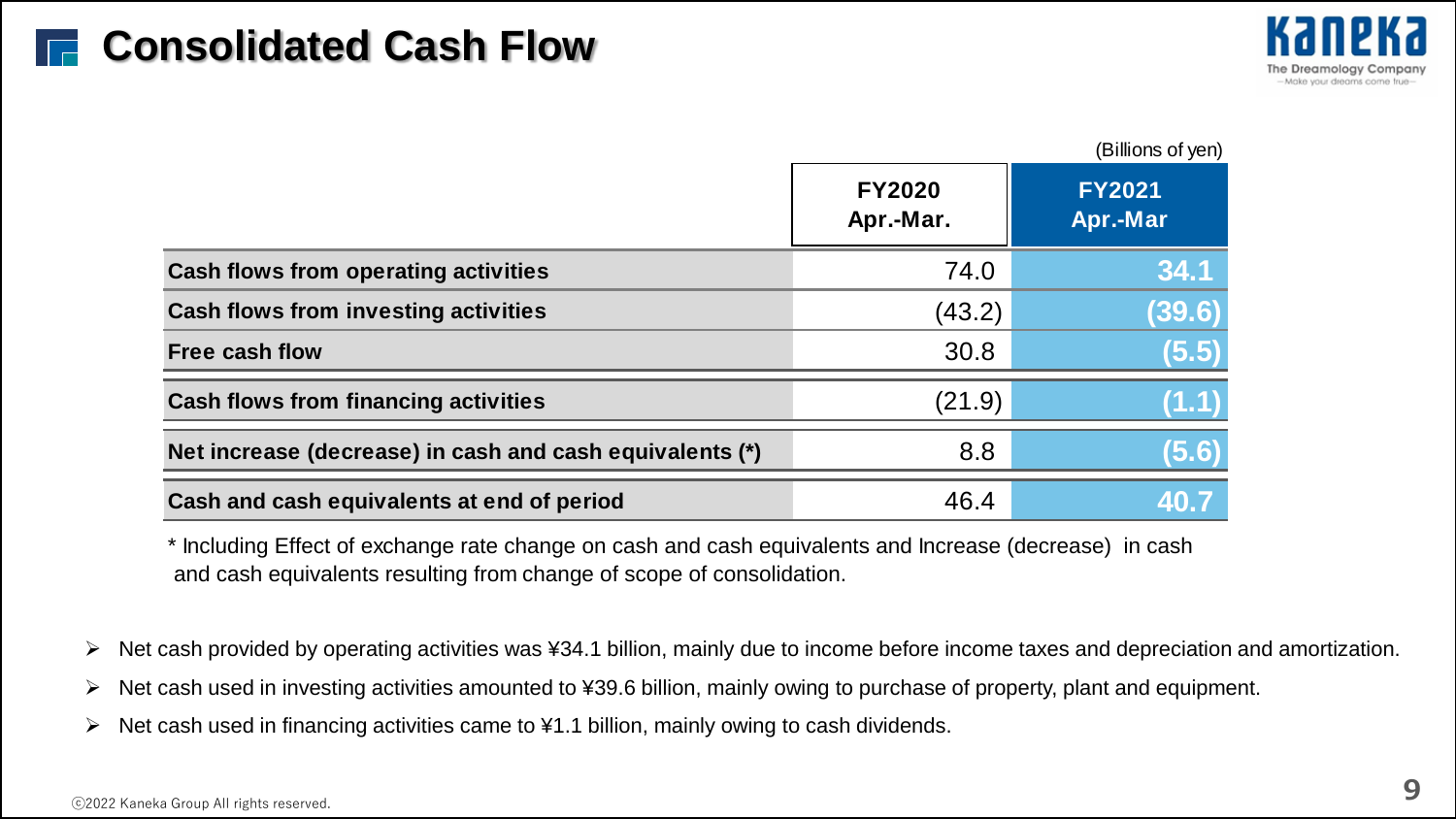# Consolidated Cash Flow

(Billions of yen)

| | FY2020 Apr.-Mar. | FY2021 Apr.-Mar |
|---|---|---|
| Cash flows from operating activities | 74.0 | 34.1 |
| Cash flows from investing activities | (43.2) | (39.6) |
| Free cash flow | 30.8 | (5.5) |
| Cash flows from financing activities | (21.9) | (1.1) |
| Net increase (decrease) in cash and cash equivalents (*) | 8.8 | (5.6) |
| Cash and cash equivalents at end of period | 46.4 | 40.7 |

* Including Effect of exchange rate change on cash and cash equivalents and Increase (decrease) in cash and cash equivalents resulting from change of scope of consolidation.

- Net cash provided by operating activities was ¥34.1 billion, mainly due to income before income taxes and depreciation and amortization.
- Net cash used in investing activities amounted to ¥39.6 billion, mainly owing to purchase of property, plant and equipment.
- Net cash used in financing activities came to ¥1.1 billion, mainly owing to cash dividends.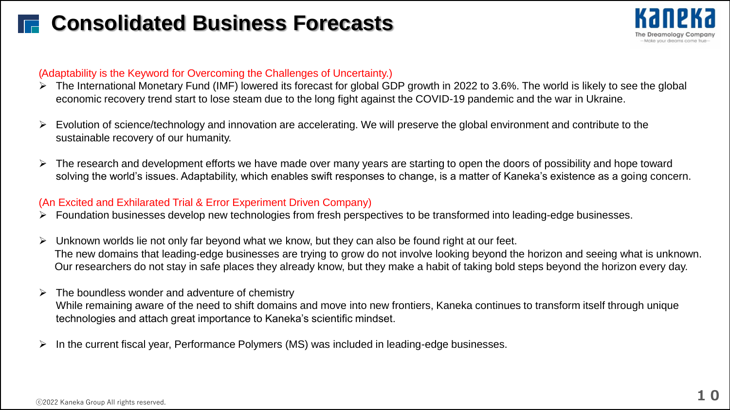# Consolidated Business Forecasts

(Adaptability is the Keyword for Overcoming the Challenges of Uncertainty.)

- The International Monetary Fund (IMF) lowered its forecast for global GDP growth in 2022 to 3.6%. The world is likely to see the global economic recovery trend start to lose steam due to the long fight against the COVID-19 pandemic and the war in Ukraine.
- Evolution of science/technology and innovation are accelerating. We will preserve the global environment and contribute to the sustainable recovery of our humanity.
- The research and development efforts we have made over many years are starting to open the doors of possibility and hope toward solving the world's issues. Adaptability, which enables swift responses to change, is a matter of Kaneka's existence as a going concern.

(An Excited and Exhilarated Trial & Error Experiment Driven Company)

- Foundation businesses develop new technologies from fresh perspectives to be transformed into leading-edge businesses.
- Unknown worlds lie not only far beyond what we know, but they can also be found right at our feet. The new domains that leading-edge businesses are trying to grow do not involve looking beyond the horizon and seeing what is unknown. Our researchers do not stay in safe places they already know, but they make a habit of taking bold steps beyond the horizon every day.
- The boundless wonder and adventure of chemistry While remaining aware of the need to shift domains and move into new frontiers, Kaneka continues to transform itself through unique technologies and attach great importance to Kaneka's scientific mindset.
- In the current fiscal year, Performance Polymers (MS) was included in leading-edge businesses.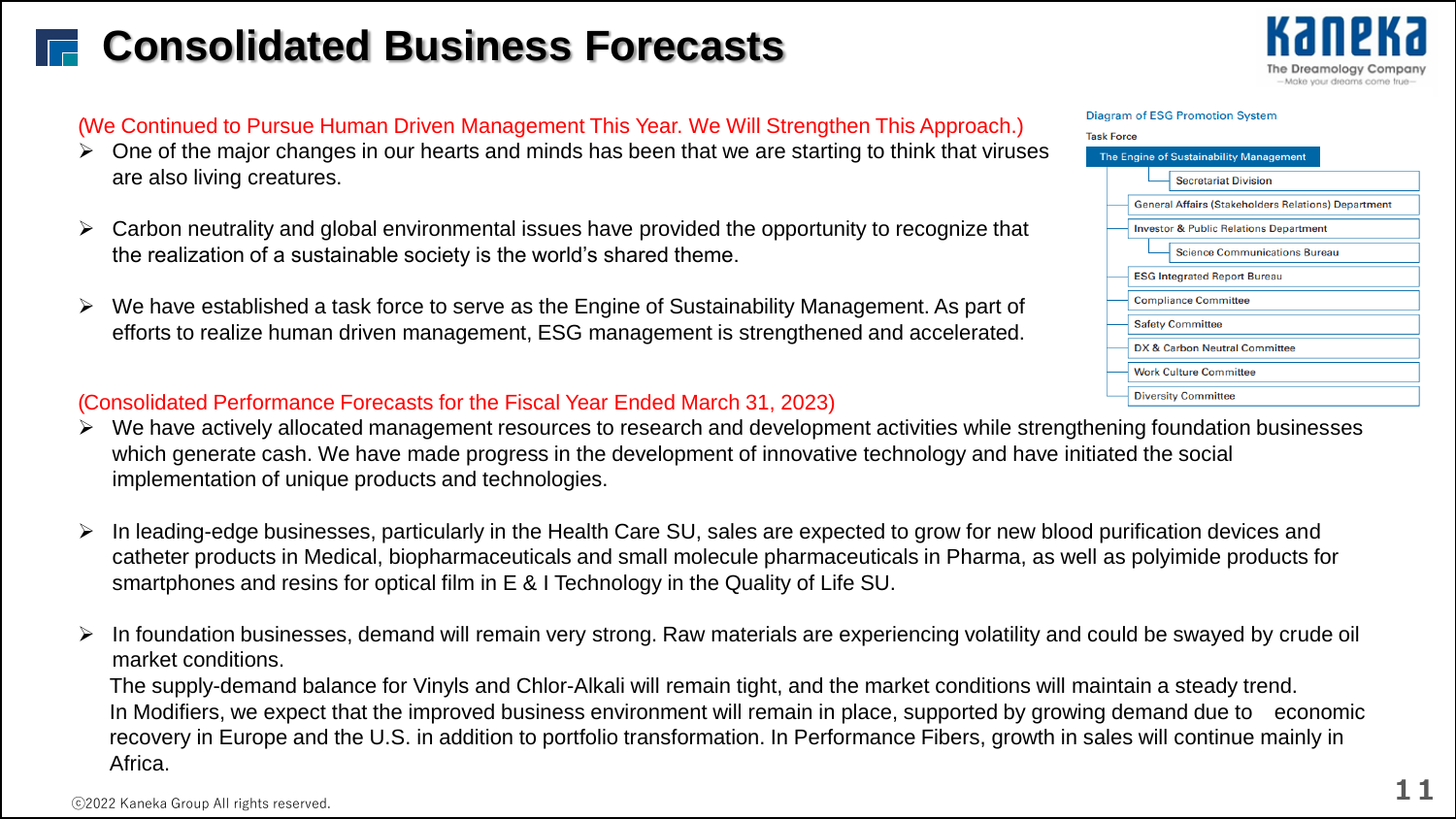# Consolidated Business Forecasts

(We Continued to Pursue Human Driven Management This Year. We Will Strengthen This Approach.)

- One of the major changes in our hearts and minds has been that we are starting to think that viruses are also living creatures.
- Carbon neutrality and global environmental issues have provided the opportunity to recognize that the realization of a sustainable society is the world's shared theme.
- We have established a task force to serve as the Engine of Sustainability Management. As part of efforts to realize human driven management, ESG management is strengthened and accelerated.

**Diagram of ESG Promotion System**

Task Force

- The Engine of Sustainability Management
  - Secretariat Division
  - General Affairs (Stakeholders Relations) Department
  - Investor & Public Relations Department
    - Science Communications Bureau
  - ESG Integrated Report Bureau
  - Compliance Committee
  - Safety Committee
  - DX & Carbon Neutral Committee
  - Work Culture Committee
  - Diversity Committee

(Consolidated Performance Forecasts for the Fiscal Year Ended March 31, 2023)

- We have actively allocated management resources to research and development activities while strengthening foundation businesses which generate cash. We have made progress in the development of innovative technology and have initiated the social implementation of unique products and technologies.
- In leading-edge businesses, particularly in the Health Care SU, sales are expected to grow for new blood purification devices and catheter products in Medical, biopharmaceuticals and small molecule pharmaceuticals in Pharma, as well as polyimide products for smartphones and resins for optical film in E & I Technology in the Quality of Life SU.
- In foundation businesses, demand will remain very strong. Raw materials are experiencing volatility and could be swayed by crude oil market conditions.
  The supply-demand balance for Vinyls and Chlor-Alkali will remain tight, and the market conditions will maintain a steady trend.
  In Modifiers, we expect that the improved business environment will remain in place, supported by growing demand due to economic recovery in Europe and the U.S. in addition to portfolio transformation. In Performance Fibers, growth in sales will continue mainly in Africa.

ⓒ2022 Kaneka Group All rights reserved.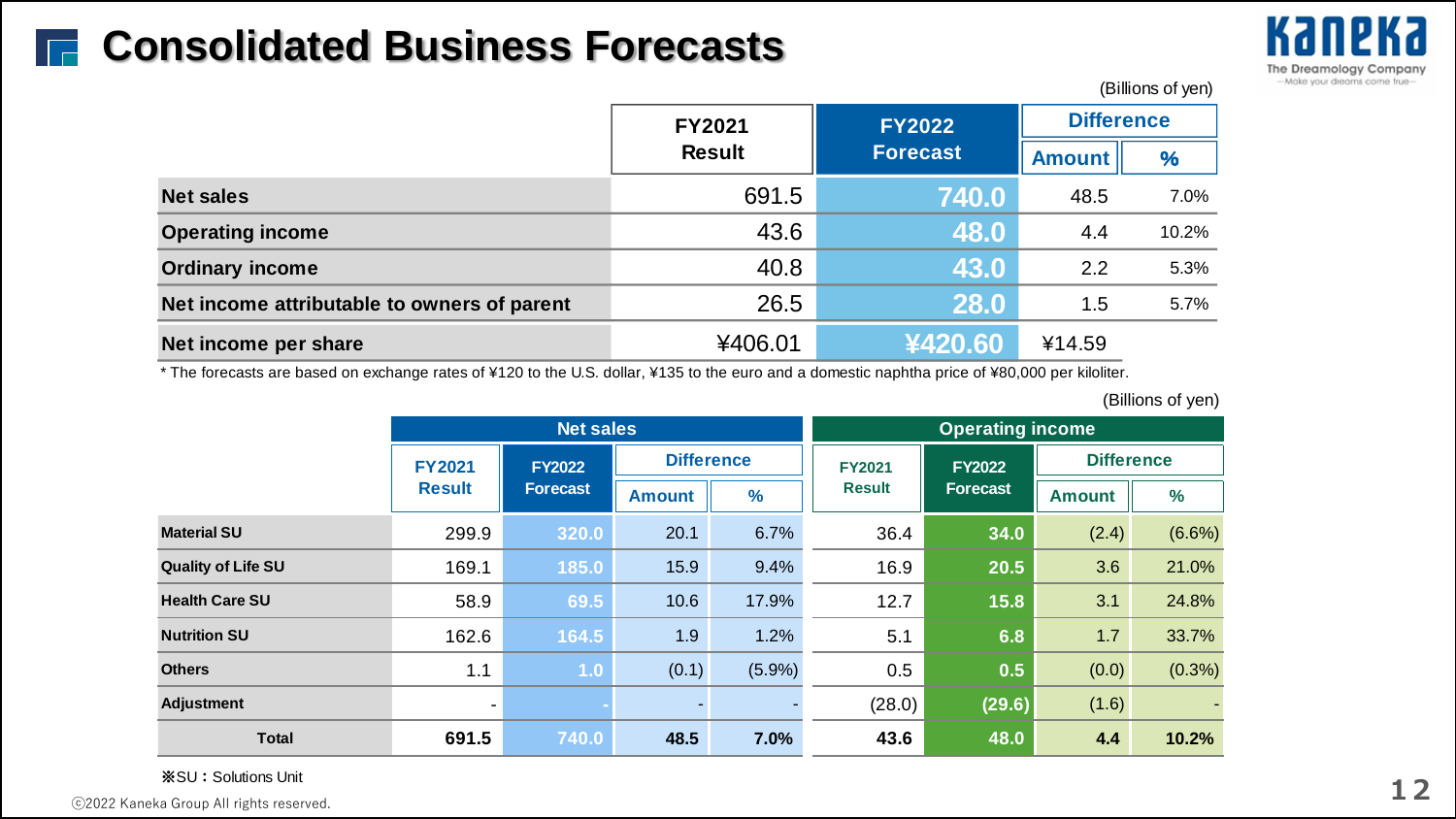# Consolidated Business Forecasts

(Billions of yen)

| | FY2021 Result | FY2022 Forecast | Difference | |
|---|---|---|---|---|
| | | | Amount | % |
| Net sales | 691.5 | 740.0 | 48.5 | 7.0% |
| Operating income | 43.6 | 48.0 | 4.4 | 10.2% |
| Ordinary income | 40.8 | 43.0 | 2.2 | 5.3% |
| Net income attributable to owners of parent | 26.5 | 28.0 | 1.5 | 5.7% |
| Net income per share | ¥406.01 | ¥420.60 | ¥14.59 | |

* The forecasts are based on exchange rates of ¥120 to the U.S. dollar, ¥135 to the euro and a domestic naphtha price of ¥80,000 per kiloliter.

(Billions of yen)

| | Net sales | | | | Operating income | | | |
|---|---|---|---|---|---|---|---|---|
| | FY2021 Result | FY2022 Forecast | Difference | | FY2021 Result | FY2022 Forecast | Difference | |
| | | | Amount | % | | | Amount | % |
| Material SU | 299.9 | 320.0 | 20.1 | 6.7% | 36.4 | 34.0 | (2.4) | (6.6%) |
| Quality of Life SU | 169.1 | 185.0 | 15.9 | 9.4% | 16.9 | 20.5 | 3.6 | 21.0% |
| Health Care SU | 58.9 | 69.5 | 10.6 | 17.9% | 12.7 | 15.8 | 3.1 | 24.8% |
| Nutrition SU | 162.6 | 164.5 | 1.9 | 1.2% | 5.1 | 6.8 | 1.7 | 33.7% |
| Others | 1.1 | 1.0 | (0.1) | (5.9%) | 0.5 | 0.5 | (0.0) | (0.3%) |
| Adjustment | - | - | - | - | (28.0) | (29.6) | (1.6) | - |
| **Total** | **691.5** | **740.0** | **48.5** | **7.0%** | **43.6** | **48.0** | **4.4** | **10.2%** |

※SU：Solutions Unit

ⓒ2022 Kaneka Group All rights reserved.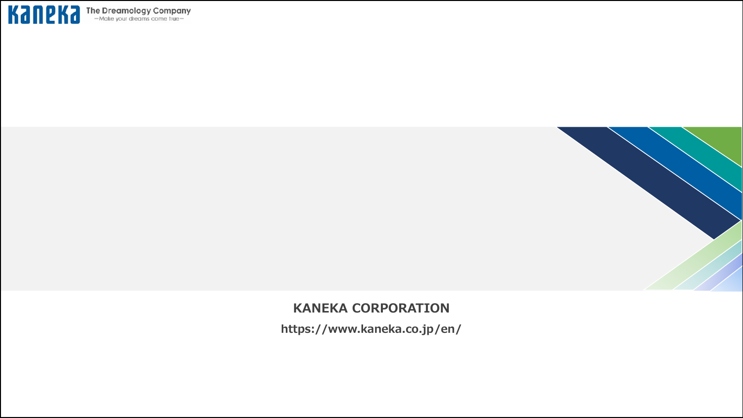Kaneka The Dreamology Company
—Make your dreams come true—

**KANEKA CORPORATION**

**https://www.kaneka.co.jp/en/**